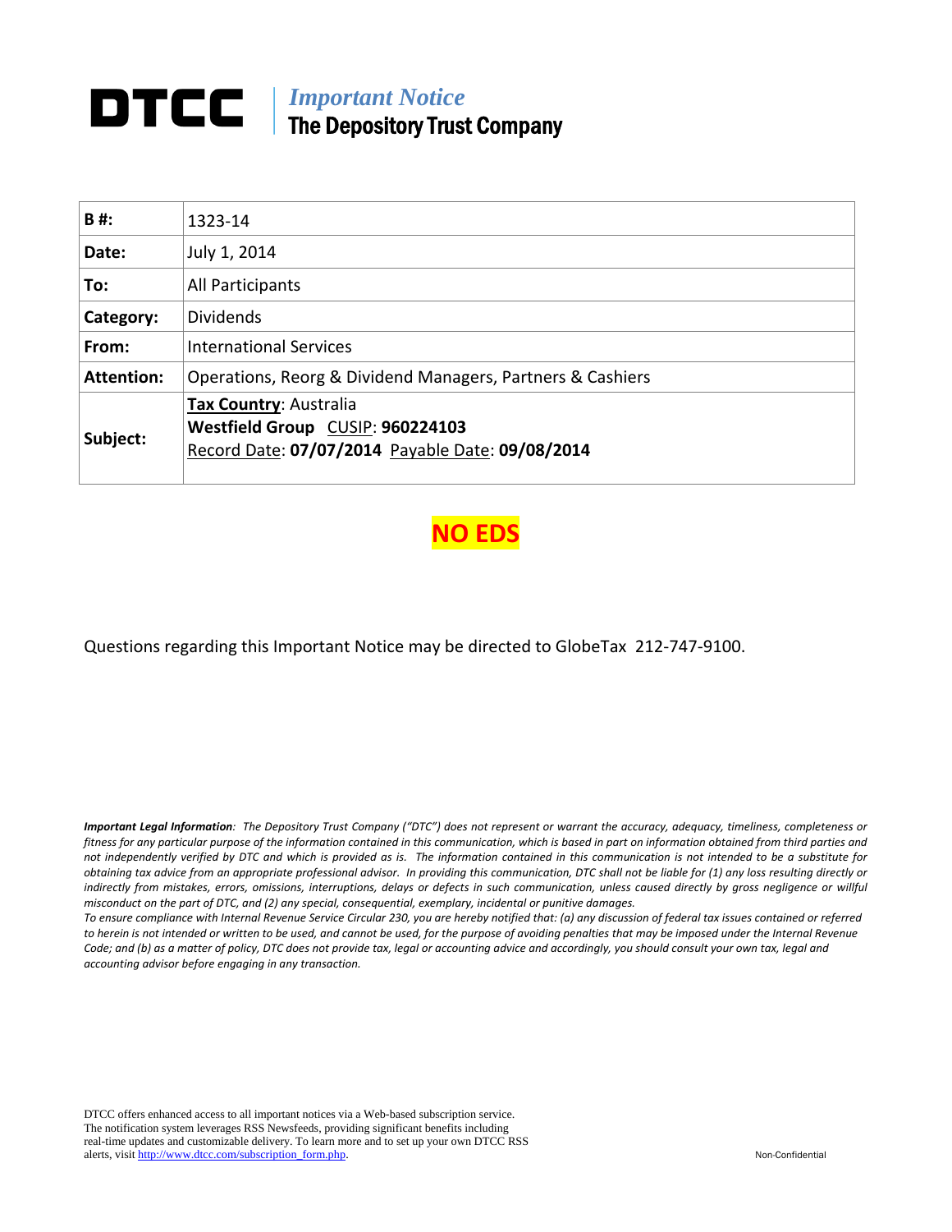# DTCC | *Important Notice* The Depository Trust Company

| B #: | 1323-14 |
|---|---|
| Date: | July 1, 2014 |
| To: | All Participants |
| Category: | Dividends |
| From: | International Services |
| Attention: | Operations, Reorg & Dividend Managers, Partners & Cashiers |
| Subject: | **Tax Country**: Australia<br>**Westfield Group** CUSIP: **960224103**<br>Record Date: **07/07/2014** Payable Date: **09/08/2014** |

**NO EDS**

Questions regarding this Important Notice may be directed to GlobeTax 212-747-9100.

***Important Legal Information**: The Depository Trust Company ("DTC") does not represent or warrant the accuracy, adequacy, timeliness, completeness or fitness for any particular purpose of the information contained in this communication, which is based in part on information obtained from third parties and not independently verified by DTC and which is provided as is. The information contained in this communication is not intended to be a substitute for obtaining tax advice from an appropriate professional advisor. In providing this communication, DTC shall not be liable for (1) any loss resulting directly or indirectly from mistakes, errors, omissions, interruptions, delays or defects in such communication, unless caused directly by gross negligence or willful misconduct on the part of DTC, and (2) any special, consequential, exemplary, incidental or punitive damages.*

*To ensure compliance with Internal Revenue Service Circular 230, you are hereby notified that: (a) any discussion of federal tax issues contained or referred to herein is not intended or written to be used, and cannot be used, for the purpose of avoiding penalties that may be imposed under the Internal Revenue Code; and (b) as a matter of policy, DTC does not provide tax, legal or accounting advice and accordingly, you should consult your own tax, legal and accounting advisor before engaging in any transaction.*

DTCC offers enhanced access to all important notices via a Web-based subscription service. The notification system leverages RSS Newsfeeds, providing significant benefits including real-time updates and customizable delivery. To learn more and to set up your own DTCC RSS alerts, visit http://www.dtcc.com/subscription_form.php.

Non-Confidential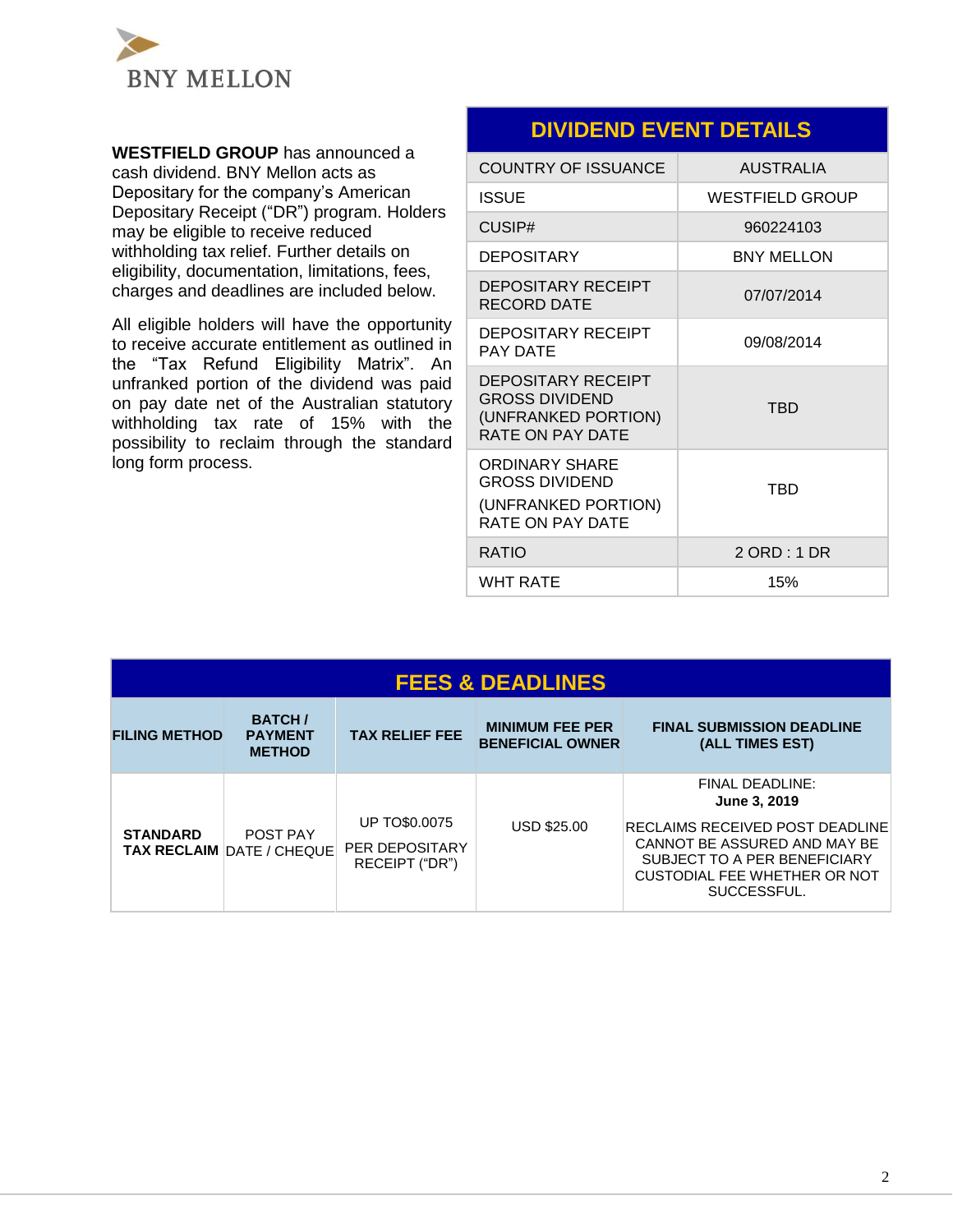BNY MELLON

**WESTFIELD GROUP** has announced a cash dividend. BNY Mellon acts as Depositary for the company's American Depositary Receipt ("DR") program. Holders may be eligible to receive reduced withholding tax relief. Further details on eligibility, documentation, limitations, fees, charges and deadlines are included below.

All eligible holders will have the opportunity to receive accurate entitlement as outlined in the "Tax Refund Eligibility Matrix". An unfranked portion of the dividend was paid on pay date net of the Australian statutory withholding tax rate of 15% with the possibility to reclaim through the standard long form process.

## DIVIDEND EVENT DETAILS

| | |
|---|---|
| COUNTRY OF ISSUANCE | AUSTRALIA |
| ISSUE | WESTFIELD GROUP |
| CUSIP# | 960224103 |
| DEPOSITARY | BNY MELLON |
| DEPOSITARY RECEIPT RECORD DATE | 07/07/2014 |
| DEPOSITARY RECEIPT PAY DATE | 09/08/2014 |
| DEPOSITARY RECEIPT GROSS DIVIDEND (UNFRANKED PORTION) RATE ON PAY DATE | TBD |
| ORDINARY SHARE GROSS DIVIDEND (UNFRANKED PORTION) RATE ON PAY DATE | TBD |
| RATIO | 2 ORD : 1 DR |
| WHT RATE | 15% |

## FEES & DEADLINES

| FILING METHOD | BATCH / PAYMENT METHOD | TAX RELIEF FEE | MINIMUM FEE PER BENEFICIAL OWNER | FINAL SUBMISSION DEADLINE (ALL TIMES EST) |
|---|---|---|---|---|
| **STANDARD TAX RECLAIM** | POST PAY DATE / CHEQUE | UP TO$0.0075 PER DEPOSITARY RECEIPT ("DR") | USD $25.00 | FINAL DEADLINE: **June 3, 2019** RECLAIMS RECEIVED POST DEADLINE CANNOT BE ASSURED AND MAY BE SUBJECT TO A PER BENEFICIARY CUSTODIAL FEE WHETHER OR NOT SUCCESSFUL. |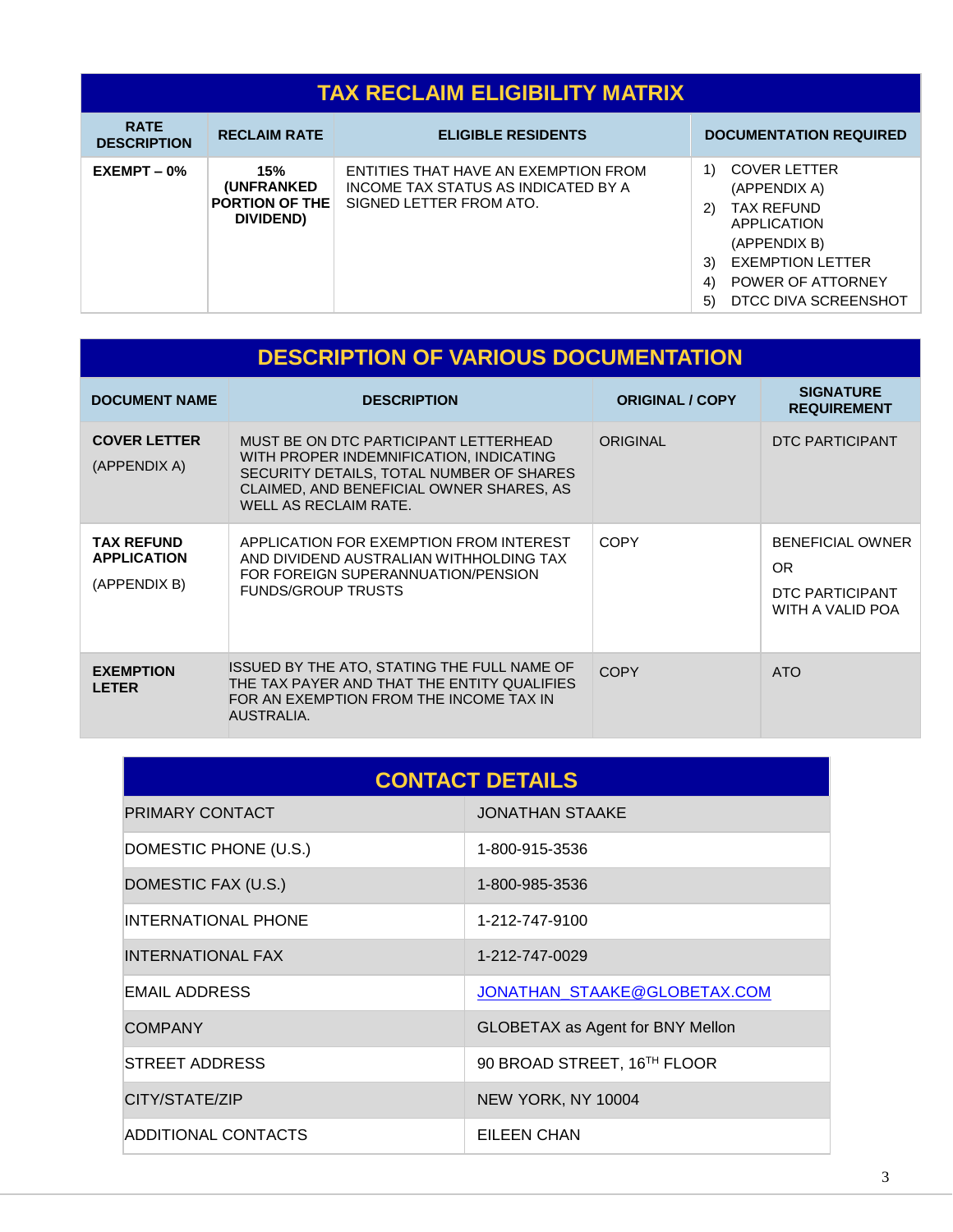## TAX RECLAIM ELIGIBILITY MATRIX

| RATE DESCRIPTION | RECLAIM RATE | ELIGIBLE RESIDENTS | DOCUMENTATION REQUIRED |
|---|---|---|---|
| **EXEMPT – 0%** | **15% (UNFRANKED PORTION OF THE DIVIDEND)** | ENTITIES THAT HAVE AN EXEMPTION FROM INCOME TAX STATUS AS INDICATED BY A SIGNED LETTER FROM ATO. | 1) COVER LETTER (APPENDIX A)<br>2) TAX REFUND APPLICATION (APPENDIX B)<br>3) EXEMPTION LETTER<br>4) POWER OF ATTORNEY<br>5) DTCC DIVA SCREENSHOT |

## DESCRIPTION OF VARIOUS DOCUMENTATION

| DOCUMENT NAME | DESCRIPTION | ORIGINAL / COPY | SIGNATURE REQUIREMENT |
|---|---|---|---|
| **COVER LETTER** (APPENDIX A) | MUST BE ON DTC PARTICIPANT LETTERHEAD WITH PROPER INDEMNIFICATION, INDICATING SECURITY DETAILS, TOTAL NUMBER OF SHARES CLAIMED, AND BENEFICIAL OWNER SHARES, AS WELL AS RECLAIM RATE. | ORIGINAL | DTC PARTICIPANT |
| **TAX REFUND APPLICATION** (APPENDIX B) | APPLICATION FOR EXEMPTION FROM INTEREST AND DIVIDEND AUSTRALIAN WITHHOLDING TAX FOR FOREIGN SUPERANNUATION/PENSION FUNDS/GROUP TRUSTS | COPY | BENEFICIAL OWNER<br>OR<br>DTC PARTICIPANT WITH A VALID POA |
| **EXEMPTION LETER** | ISSUED BY THE ATO, STATING THE FULL NAME OF THE TAX PAYER AND THAT THE ENTITY QUALIFIES FOR AN EXEMPTION FROM THE INCOME TAX IN AUSTRALIA. | COPY | ATO |

## CONTACT DETAILS

| | |
|---|---|
| PRIMARY CONTACT | JONATHAN STAAKE |
| DOMESTIC PHONE (U.S.) | 1-800-915-3536 |
| DOMESTIC FAX (U.S.) | 1-800-985-3536 |
| INTERNATIONAL PHONE | 1-212-747-9100 |
| INTERNATIONAL FAX | 1-212-747-0029 |
| EMAIL ADDRESS | JONATHAN_STAAKE@GLOBETAX.COM |
| COMPANY | GLOBETAX as Agent for BNY Mellon |
| STREET ADDRESS | 90 BROAD STREET, 16TH FLOOR |
| CITY/STATE/ZIP | NEW YORK, NY 10004 |
| ADDITIONAL CONTACTS | EILEEN CHAN |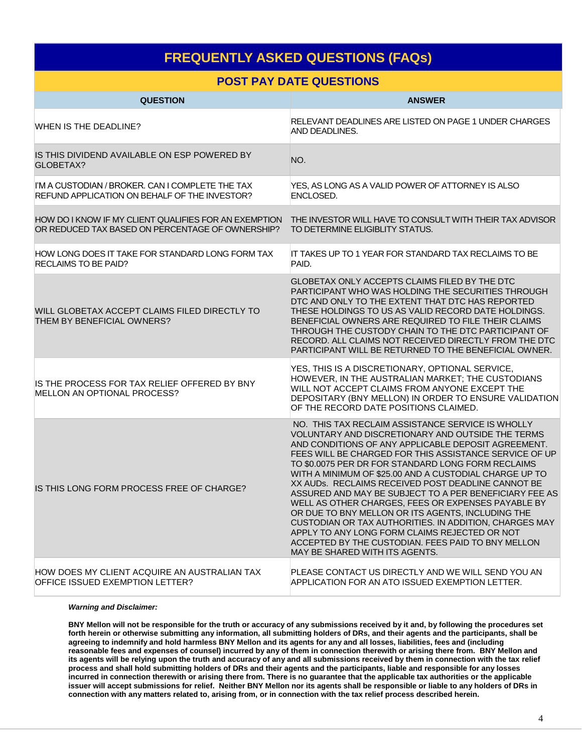# FREQUENTLY ASKED QUESTIONS (FAQs)

## POST PAY DATE QUESTIONS

| QUESTION | ANSWER |
|---|---|
| WHEN IS THE DEADLINE? | RELEVANT DEADLINES ARE LISTED ON PAGE 1 UNDER CHARGES AND DEADLINES. |
| IS THIS DIVIDEND AVAILABLE ON ESP POWERED BY GLOBETAX? | NO. |
| I'M A CUSTODIAN / BROKER. CAN I COMPLETE THE TAX REFUND APPLICATION ON BEHALF OF THE INVESTOR? | YES, AS LONG AS A VALID POWER OF ATTORNEY IS ALSO ENCLOSED. |
| HOW DO I KNOW IF MY CLIENT QUALIFIES FOR AN EXEMPTION OR REDUCED TAX BASED ON PERCENTAGE OF OWNERSHIP? | THE INVESTOR WILL HAVE TO CONSULT WITH THEIR TAX ADVISOR TO DETERMINE ELIGIBLITY STATUS. |
| HOW LONG DOES IT TAKE FOR STANDARD LONG FORM TAX RECLAIMS TO BE PAID? | IT TAKES UP TO 1 YEAR FOR STANDARD TAX RECLAIMS TO BE PAID. |
| WILL GLOBETAX ACCEPT CLAIMS FILED DIRECTLY TO THEM BY BENEFICIAL OWNERS? | GLOBETAX ONLY ACCEPTS CLAIMS FILED BY THE DTC PARTICIPANT WHO WAS HOLDING THE SECURITIES THROUGH DTC AND ONLY TO THE EXTENT THAT DTC HAS REPORTED THESE HOLDINGS TO US AS VALID RECORD DATE HOLDINGS. BENEFICIAL OWNERS ARE REQUIRED TO FILE THEIR CLAIMS THROUGH THE CUSTODY CHAIN TO THE DTC PARTICIPANT OF RECORD. ALL CLAIMS NOT RECEIVED DIRECTLY FROM THE DTC PARTICIPANT WILL BE RETURNED TO THE BENEFICIAL OWNER. |
| IS THE PROCESS FOR TAX RELIEF OFFERED BY BNY MELLON AN OPTIONAL PROCESS? | YES, THIS IS A DISCRETIONARY, OPTIONAL SERVICE, HOWEVER, IN THE AUSTRALIAN MARKET; THE CUSTODIANS WILL NOT ACCEPT CLAIMS FROM ANYONE EXCEPT THE DEPOSITARY (BNY MELLON) IN ORDER TO ENSURE VALIDATION OF THE RECORD DATE POSITIONS CLAIMED. |
| IS THIS LONG FORM PROCESS FREE OF CHARGE? | NO. THIS TAX RECLAIM ASSISTANCE SERVICE IS WHOLLY VOLUNTARY AND DISCRETIONARY AND OUTSIDE THE TERMS AND CONDITIONS OF ANY APPLICABLE DEPOSIT AGREEMENT. FEES WILL BE CHARGED FOR THIS ASSISTANCE SERVICE OF UP TO $0.0075 PER DR FOR STANDARD LONG FORM RECLAIMS WITH A MINIMUM OF $25.00 AND A CUSTODIAL CHARGE UP TO XX AUDs. RECLAIMS RECEIVED POST DEADLINE CANNOT BE ASSURED AND MAY BE SUBJECT TO A PER BENEFICIARY FEE AS WELL AS OTHER CHARGES, FEES OR EXPENSES PAYABLE BY OR DUE TO BNY MELLON OR ITS AGENTS, INCLUDING THE CUSTODIAN OR TAX AUTHORITIES. IN ADDITION, CHARGES MAY APPLY TO ANY LONG FORM CLAIMS REJECTED OR NOT ACCEPTED BY THE CUSTODIAN. FEES PAID TO BNY MELLON MAY BE SHARED WITH ITS AGENTS. |
| HOW DOES MY CLIENT ACQUIRE AN AUSTRALIAN TAX OFFICE ISSUED EXEMPTION LETTER? | PLEASE CONTACT US DIRECTLY AND WE WILL SEND YOU AN APPLICATION FOR AN ATO ISSUED EXEMPTION LETTER. |

***Warning and Disclaimer:***

**BNY Mellon will not be responsible for the truth or accuracy of any submissions received by it and, by following the procedures set forth herein or otherwise submitting any information, all submitting holders of DRs, and their agents and the participants, shall be agreeing to indemnify and hold harmless BNY Mellon and its agents for any and all losses, liabilities, fees and (including reasonable fees and expenses of counsel) incurred by any of them in connection therewith or arising there from. BNY Mellon and its agents will be relying upon the truth and accuracy of any and all submissions received by them in connection with the tax relief process and shall hold submitting holders of DRs and their agents and the participants, liable and responsible for any losses incurred in connection therewith or arising there from. There is no guarantee that the applicable tax authorities or the applicable issuer will accept submissions for relief. Neither BNY Mellon nor its agents shall be responsible or liable to any holders of DRs in connection with any matters related to, arising from, or in connection with the tax relief process described herein.**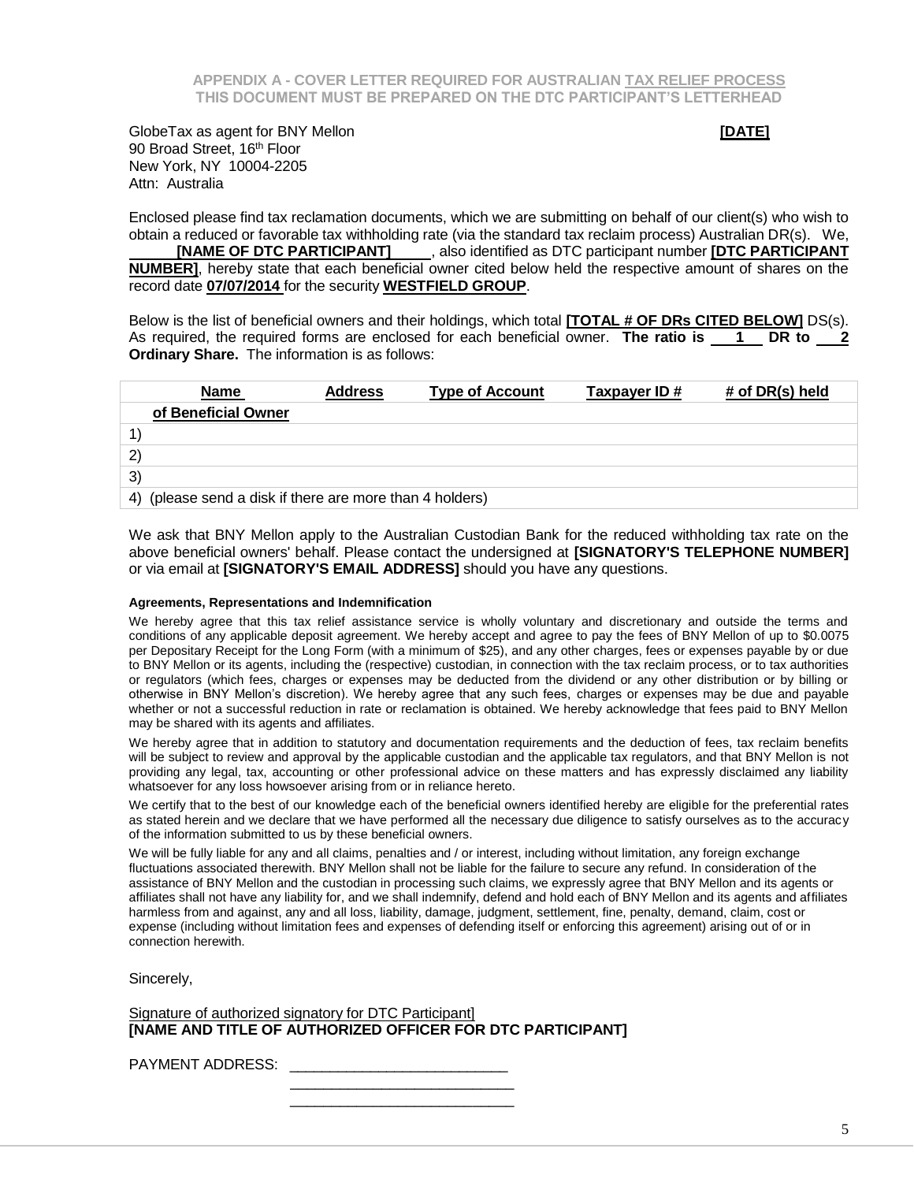**APPENDIX A - COVER LETTER REQUIRED FOR AUSTRALIAN TAX RELIEF PROCESS**
**THIS DOCUMENT MUST BE PREPARED ON THE DTC PARTICIPANT'S LETTERHEAD**

GlobeTax as agent for BNY Mellon **[DATE]**
90 Broad Street, 16th Floor
New York, NY 10004-2205
Attn: Australia

Enclosed please find tax reclamation documents, which we are submitting on behalf of our client(s) who wish to obtain a reduced or favorable tax withholding rate (via the standard tax reclaim process) Australian DR(s). We, **[NAME OF DTC PARTICIPANT]**, also identified as DTC participant number **[DTC PARTICIPANT NUMBER]**, hereby state that each beneficial owner cited below held the respective amount of shares on the record date **07/07/2014** for the security **WESTFIELD GROUP**.

Below is the list of beneficial owners and their holdings, which total **[TOTAL # OF DRs CITED BELOW]** DS(s). As required, the required forms are enclosed for each beneficial owner. **The ratio is 1 DR to 2 Ordinary Share.** The information is as follows:

| Name of Beneficial Owner | Address | Type of Account | Taxpayer ID # | # of DR(s) held |
|---|---|---|---|---|
| 1) | | | | |
| 2) | | | | |
| 3) | | | | |
| 4) (please send a disk if there are more than 4 holders) | | | | |

We ask that BNY Mellon apply to the Australian Custodian Bank for the reduced withholding tax rate on the above beneficial owners' behalf. Please contact the undersigned at **[SIGNATORY'S TELEPHONE NUMBER]** or via email at **[SIGNATORY'S EMAIL ADDRESS]** should you have any questions.

**Agreements, Representations and Indemnification**

We hereby agree that this tax relief assistance service is wholly voluntary and discretionary and outside the terms and conditions of any applicable deposit agreement. We hereby accept and agree to pay the fees of BNY Mellon of up to $0.0075 per Depositary Receipt for the Long Form (with a minimum of $25), and any other charges, fees or expenses payable by or due to BNY Mellon or its agents, including the (respective) custodian, in connection with the tax reclaim process, or to tax authorities or regulators (which fees, charges or expenses may be deducted from the dividend or any other distribution or by billing or otherwise in BNY Mellon's discretion). We hereby agree that any such fees, charges or expenses may be due and payable whether or not a successful reduction in rate or reclamation is obtained. We hereby acknowledge that fees paid to BNY Mellon may be shared with its agents and affiliates.

We hereby agree that in addition to statutory and documentation requirements and the deduction of fees, tax reclaim benefits will be subject to review and approval by the applicable custodian and the applicable tax regulators, and that BNY Mellon is not providing any legal, tax, accounting or other professional advice on these matters and has expressly disclaimed any liability whatsoever for any loss howsoever arising from or in reliance hereto.

We certify that to the best of our knowledge each of the beneficial owners identified hereby are eligible for the preferential rates as stated herein and we declare that we have performed all the necessary due diligence to satisfy ourselves as to the accuracy of the information submitted to us by these beneficial owners.

We will be fully liable for any and all claims, penalties and / or interest, including without limitation, any foreign exchange fluctuations associated therewith. BNY Mellon shall not be liable for the failure to secure any refund. In consideration of the assistance of BNY Mellon and the custodian in processing such claims, we expressly agree that BNY Mellon and its agents or affiliates shall not have any liability for, and we shall indemnify, defend and hold each of BNY Mellon and its agents and affiliates harmless from and against, any and all loss, liability, damage, judgment, settlement, fine, penalty, demand, claim, cost or expense (including without limitation fees and expenses of defending itself or enforcing this agreement) arising out of or in connection herewith.

Sincerely,

Signature of authorized signatory for DTC Participant]
**[NAME AND TITLE OF AUTHORIZED OFFICER FOR DTC PARTICIPANT]**

PAYMENT ADDRESS: ___________________________
___________________________
___________________________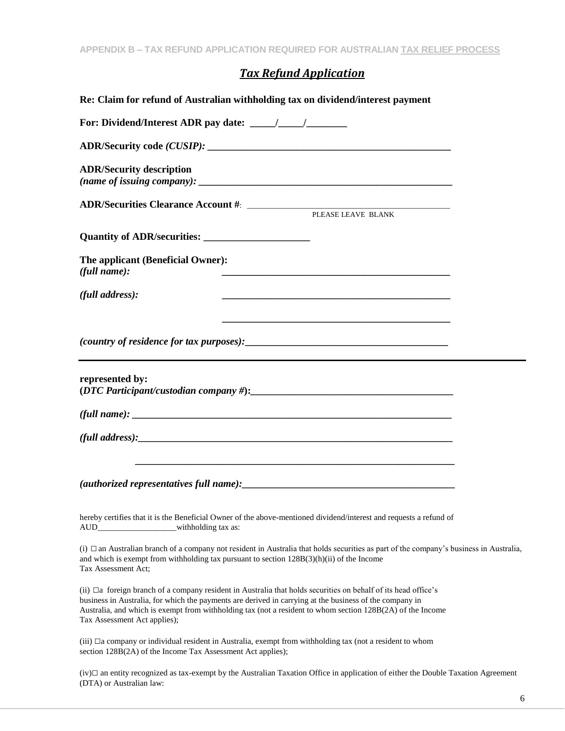APPENDIX B – TAX REFUND APPLICATION REQUIRED FOR AUSTRALIAN TAX RELIEF PROCESS

# *Tax Refund Application*

**Re: Claim for refund of Australian withholding tax on dividend/interest payment**

**For: Dividend/Interest ADR pay date: _____/_____/________**

**ADR/Security code *(CUSIP):* ________________________________________________**

**ADR/Security description**
***(name of issuing company):* ________________________________________________**

**ADR/Securities Clearance Account #**: ________________________________________________
PLEASE LEAVE BLANK

**Quantity of ADR/securities: _____________________**

**The applicant (Beneficial Owner):**
***(full name):*** ________________________________________________

***(full address):*** ________________________________________________

________________________________________________

***(country of residence for tax purposes):*** ________________________________________

---

**represented by:**
**(*DTC Participant/custodian company #*):** ________________________________________

***(full name):*** ________________________________________________________________

***(full address):*** ________________________________________________________________

________________________________________________________________

***(authorized representatives full name):*** ________________________________________

hereby certifies that it is the Beneficial Owner of the above-mentioned dividend/interest and requests a refund of AUD___________________withholding tax as:

(i) ☐ an Australian branch of a company not resident in Australia that holds securities as part of the company's business in Australia, and which is exempt from withholding tax pursuant to section 128B(3)(h)(ii) of the Income Tax Assessment Act;

(ii) ☐a foreign branch of a company resident in Australia that holds securities on behalf of its head office's business in Australia, for which the payments are derived in carrying at the business of the company in Australia, and which is exempt from withholding tax (not a resident to whom section 128B(2A) of the Income Tax Assessment Act applies);

(iii) ☐a company or individual resident in Australia, exempt from withholding tax (not a resident to whom section 128B(2A) of the Income Tax Assessment Act applies);

(iv)☐ an entity recognized as tax-exempt by the Australian Taxation Office in application of either the Double Taxation Agreement (DTA) or Australian law: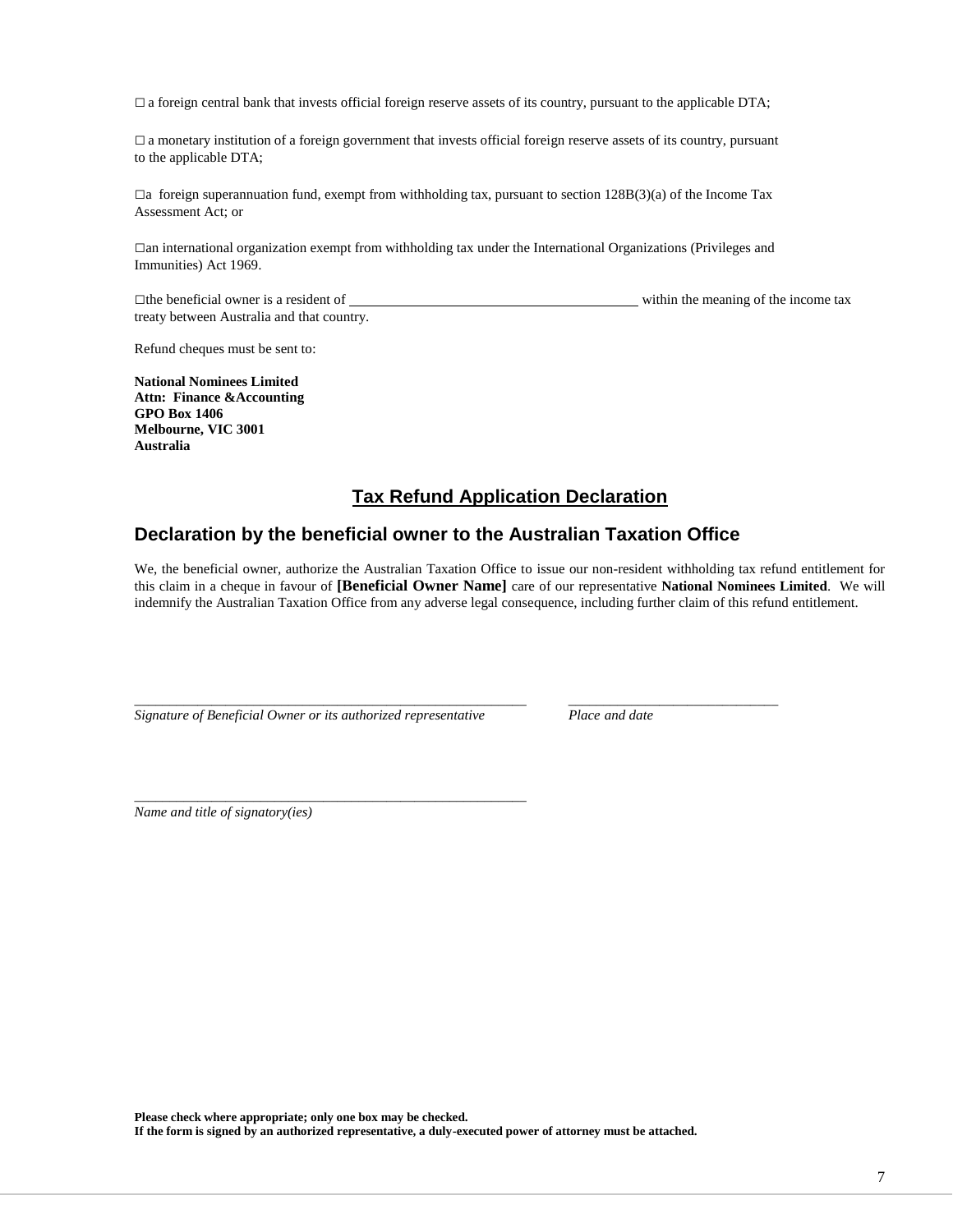□ a foreign central bank that invests official foreign reserve assets of its country, pursuant to the applicable DTA;

□ a monetary institution of a foreign government that invests official foreign reserve assets of its country, pursuant to the applicable DTA;

□a foreign superannuation fund, exempt from withholding tax, pursuant to section 128B(3)(a) of the Income Tax Assessment Act; or

□an international organization exempt from withholding tax under the International Organizations (Privileges and Immunities) Act 1969.

□the beneficial owner is a resident of ________________________________________ within the meaning of the income tax treaty between Australia and that country.

Refund cheques must be sent to:

**National Nominees Limited**
**Attn: Finance &Accounting**
**GPO Box 1406**
**Melbourne, VIC 3001**
**Australia**

# Tax Refund Application Declaration

## Declaration by the beneficial owner to the Australian Taxation Office

We, the beneficial owner, authorize the Australian Taxation Office to issue our non-resident withholding tax refund entitlement for this claim in a cheque in favour of **[Beneficial Owner Name]** care of our representative **National Nominees Limited**. We will indemnify the Australian Taxation Office from any adverse legal consequence, including further claim of this refund entitlement.

________________________________________________________ ______________________________

*Signature of Beneficial Owner or its authorized representative* *Place and date*

________________________________________________________

*Name and title of signatory(ies)*

**Please check where appropriate; only one box may be checked.**
**If the form is signed by an authorized representative, a duly-executed power of attorney must be attached.**